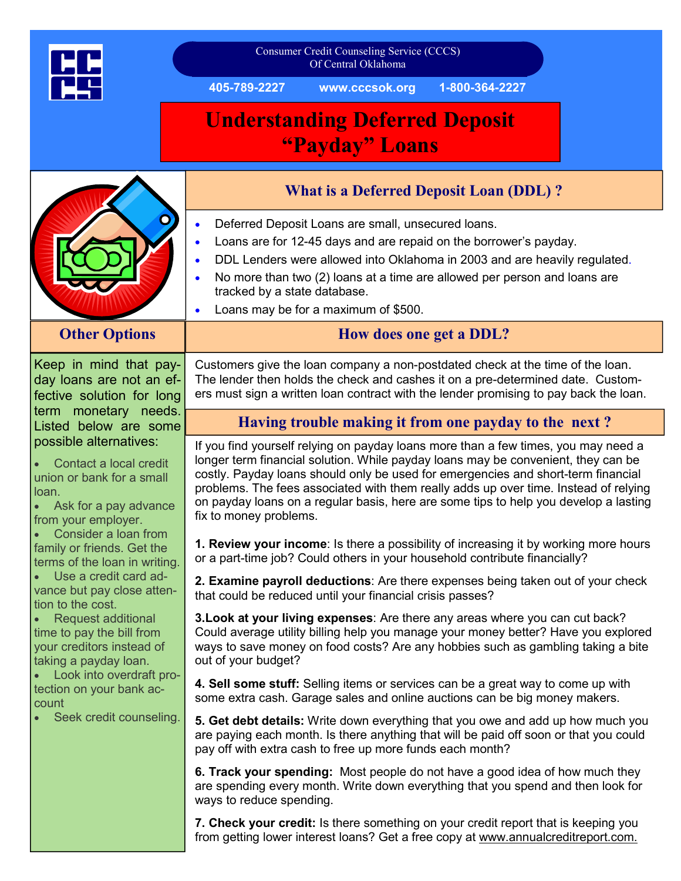Consumer Credit Counseling Service (CCCS)
Of Central Oklahoma

405-789-2227 www.cccsok.org 1-800-364-2227

# Understanding Deferred Deposit "Payday" Loans

## What is a Deferred Deposit Loan (DDL) ?

- Deferred Deposit Loans are small, unsecured loans.
- Loans are for 12-45 days and are repaid on the borrower's payday.
- DDL Lenders were allowed into Oklahoma in 2003 and are heavily regulated.
- No more than two (2) loans at a time are allowed per person and loans are tracked by a state database.
- Loans may be for a maximum of $500.

## How does one get a DDL?

Customers give the loan company a non-postdated check at the time of the loan. The lender then holds the check and cashes it on a pre-determined date. Customers must sign a written loan contract with the lender promising to pay back the loan.

## Having trouble making it from one payday to the next ?

If you find yourself relying on payday loans more than a few times, you may need a longer term financial solution. While payday loans may be convenient, they can be costly. Payday loans should only be used for emergencies and short-term financial problems. The fees associated with them really adds up over time. Instead of relying on payday loans on a regular basis, here are some tips to help you develop a lasting fix to money problems.

**1. Review your income**: Is there a possibility of increasing it by working more hours or a part-time job? Could others in your household contribute financially?

**2. Examine payroll deductions**: Are there expenses being taken out of your check that could be reduced until your financial crisis passes?

**3.Look at your living expenses**: Are there any areas where you can cut back? Could average utility billing help you manage your money better? Have you explored ways to save money on food costs? Are any hobbies such as gambling taking a bite out of your budget?

**4. Sell some stuff:** Selling items or services can be a great way to come up with some extra cash. Garage sales and online auctions can be big money makers.

**5. Get debt details:** Write down everything that you owe and add up how much you are paying each month. Is there anything that will be paid off soon or that you could pay off with extra cash to free up more funds each month?

**6. Track your spending:** Most people do not have a good idea of how much they are spending every month. Write down everything that you spend and then look for ways to reduce spending.

**7. Check your credit:** Is there something on your credit report that is keeping you from getting lower interest loans? Get a free copy at www.annualcreditreport.com.

## Other Options

Keep in mind that payday loans are not an effective solution for long term monetary needs. Listed below are some possible alternatives:

- Contact a local credit union or bank for a small loan.
- Ask for a pay advance from your employer.
- Consider a loan from family or friends. Get the terms of the loan in writing.
- Use a credit card advance but pay close attention to the cost.
- Request additional time to pay the bill from your creditors instead of taking a payday loan.
- Look into overdraft protection on your bank account
- Seek credit counseling.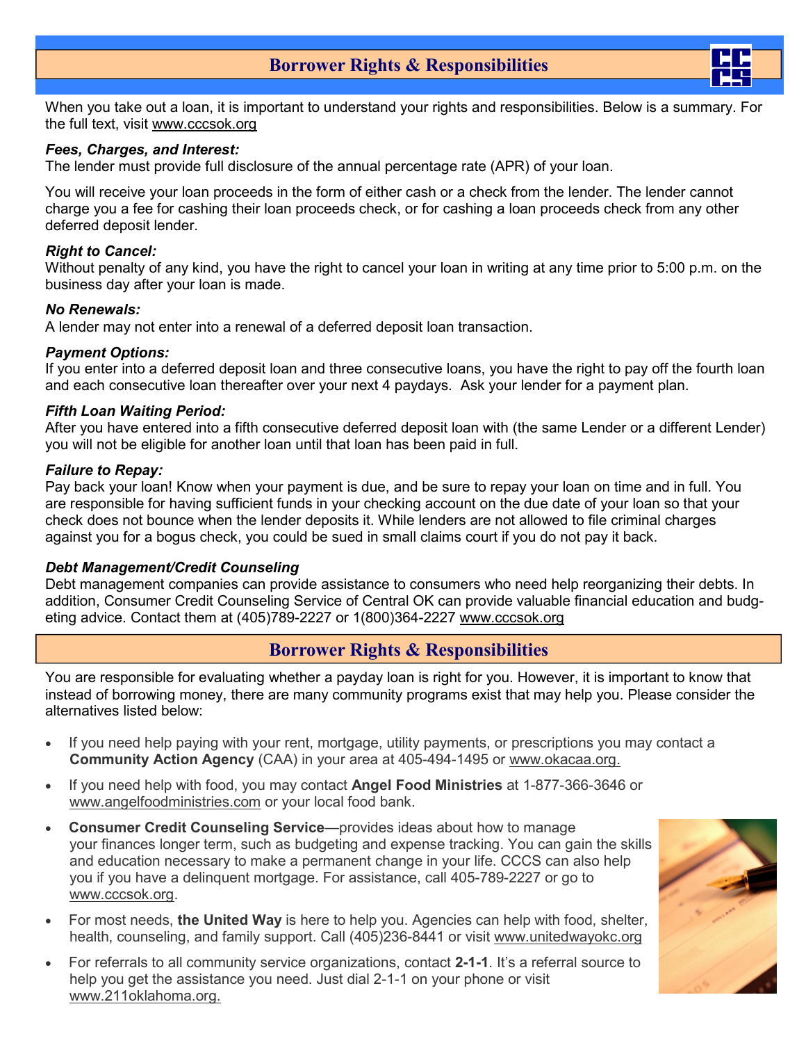## Borrower Rights & Responsibilities

When you take out a loan, it is important to understand your rights and responsibilities. Below is a summary. For the full text, visit www.cccsok.org

***Fees, Charges, and Interest:***

The lender must provide full disclosure of the annual percentage rate (APR) of your loan.

You will receive your loan proceeds in the form of either cash or a check from the lender. The lender cannot charge you a fee for cashing their loan proceeds check, or for cashing a loan proceeds check from any other deferred deposit lender.

***Right to Cancel:***

Without penalty of any kind, you have the right to cancel your loan in writing at any time prior to 5:00 p.m. on the business day after your loan is made.

***No Renewals:***

A lender may not enter into a renewal of a deferred deposit loan transaction.

***Payment Options:***

If you enter into a deferred deposit loan and three consecutive loans, you have the right to pay off the fourth loan and each consecutive loan thereafter over your next 4 paydays. Ask your lender for a payment plan.

***Fifth Loan Waiting Period:***

After you have entered into a fifth consecutive deferred deposit loan with (the same Lender or a different Lender) you will not be eligible for another loan until that loan has been paid in full.

***Failure to Repay:***

Pay back your loan! Know when your payment is due, and be sure to repay your loan on time and in full. You are responsible for having sufficient funds in your checking account on the due date of your loan so that your check does not bounce when the lender deposits it. While lenders are not allowed to file criminal charges against you for a bogus check, you could be sued in small claims court if you do not pay it back.

***Debt Management/Credit Counseling***

Debt management companies can provide assistance to consumers who need help reorganizing their debts. In addition, Consumer Credit Counseling Service of Central OK can provide valuable financial education and budgeting advice. Contact them at (405)789-2227 or 1(800)364-2227 www.cccsok.org

## Borrower Rights & Responsibilities

You are responsible for evaluating whether a payday loan is right for you. However, it is important to know that instead of borrowing money, there are many community programs exist that may help you. Please consider the alternatives listed below:

- If you need help paying with your rent, mortgage, utility payments, or prescriptions you may contact a **Community Action Agency** (CAA) in your area at 405-494-1495 or www.okacaa.org.
- If you need help with food, you may contact **Angel Food Ministries** at 1-877-366-3646 or www.angelfoodministries.com or your local food bank.
- **Consumer Credit Counseling Service**—provides ideas about how to manage your finances longer term, such as budgeting and expense tracking. You can gain the skills and education necessary to make a permanent change in your life. CCCS can also help you if you have a delinquent mortgage. For assistance, call 405-789-2227 or go to www.cccsok.org.
- For most needs, **the United Way** is here to help you. Agencies can help with food, shelter, health, counseling, and family support. Call (405)236-8441 or visit www.unitedwayokc.org
- For referrals to all community service organizations, contact **2-1-1**. It's a referral source to help you get the assistance you need. Just dial 2-1-1 on your phone or visit www.211oklahoma.org.